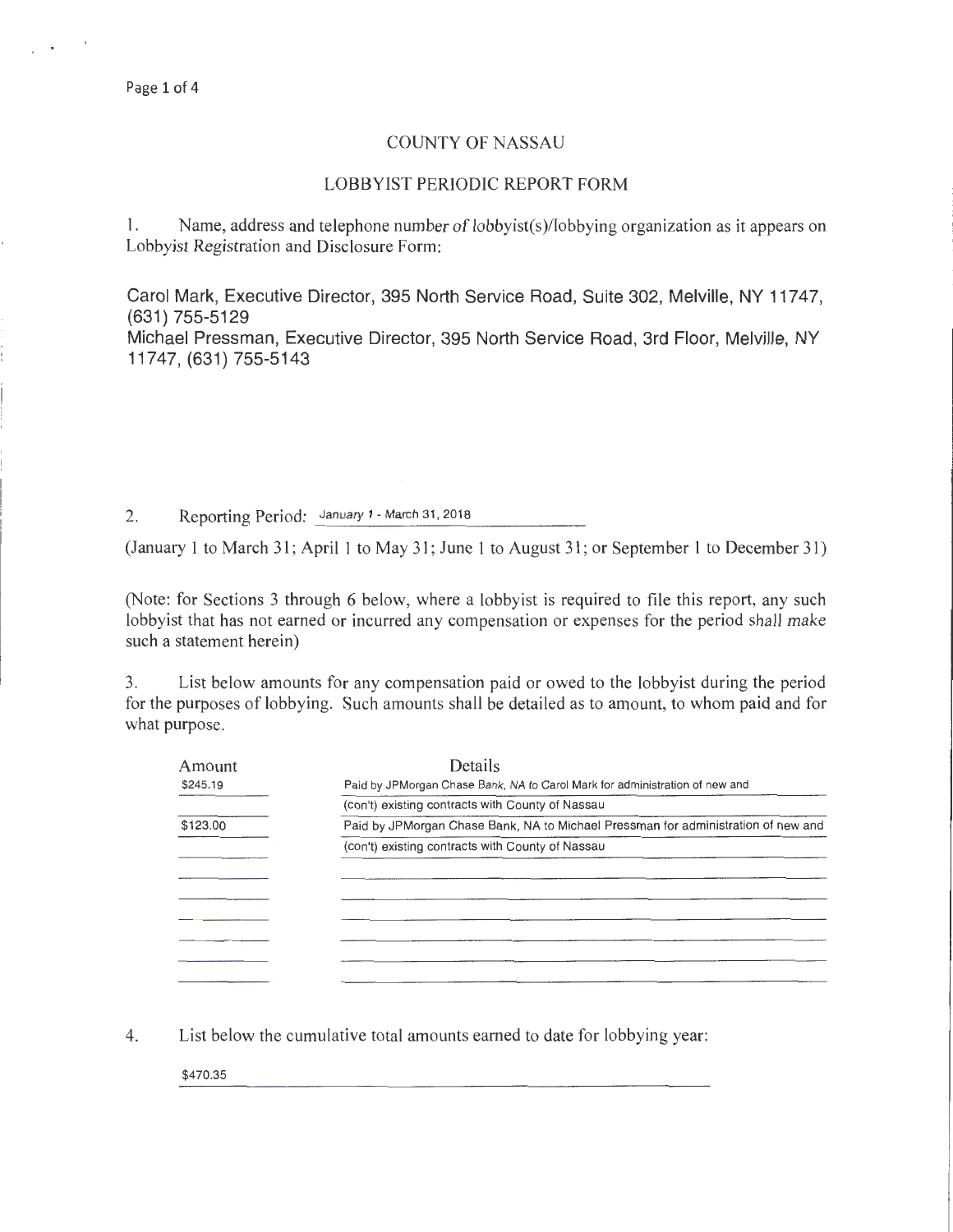# COUNTY OF NASSAU

## LOBBYIST PERIODIC REPORT FORM

1. Name, address and telephone number of lobbyist(s)/lobbying organization as it appears on Lobbyist Registration and Disclosure Form:

Carol Mark, Executive Director, 395 North Service Road, Suite 302, Melville, NY 11747, (631) 755-5129
Michael Pressman, Executive Director, 395 North Service Road, 3rd Floor, Melville, NY 11747, (631) 755-5143

2. Reporting Period: January 1 - March 31, 2018

(January 1 to March 31; April 1 to May 31; June 1 to August 31; or September 1 to December 31)

(Note: for Sections 3 through 6 below, where a lobbyist is required to file this report, any such lobbyist that has not earned or incurred any compensation or expenses for the period shall make such a statement herein)

3. List below amounts for any compensation paid or owed to the lobbyist during the period for the purposes of lobbying. Such amounts shall be detailed as to amount, to whom paid and for what purpose.

| Amount | Details |
|---|---|
| $245.19 | Paid by JPMorgan Chase Bank, NA to Carol Mark for administration of new and |
| | (con't) existing contracts with County of Nassau |
| $123.00 | Paid by JPMorgan Chase Bank, NA to Michael Pressman for administration of new and |
| | (con't) existing contracts with County of Nassau |

4. List below the cumulative total amounts earned to date for lobbying year:

$470.35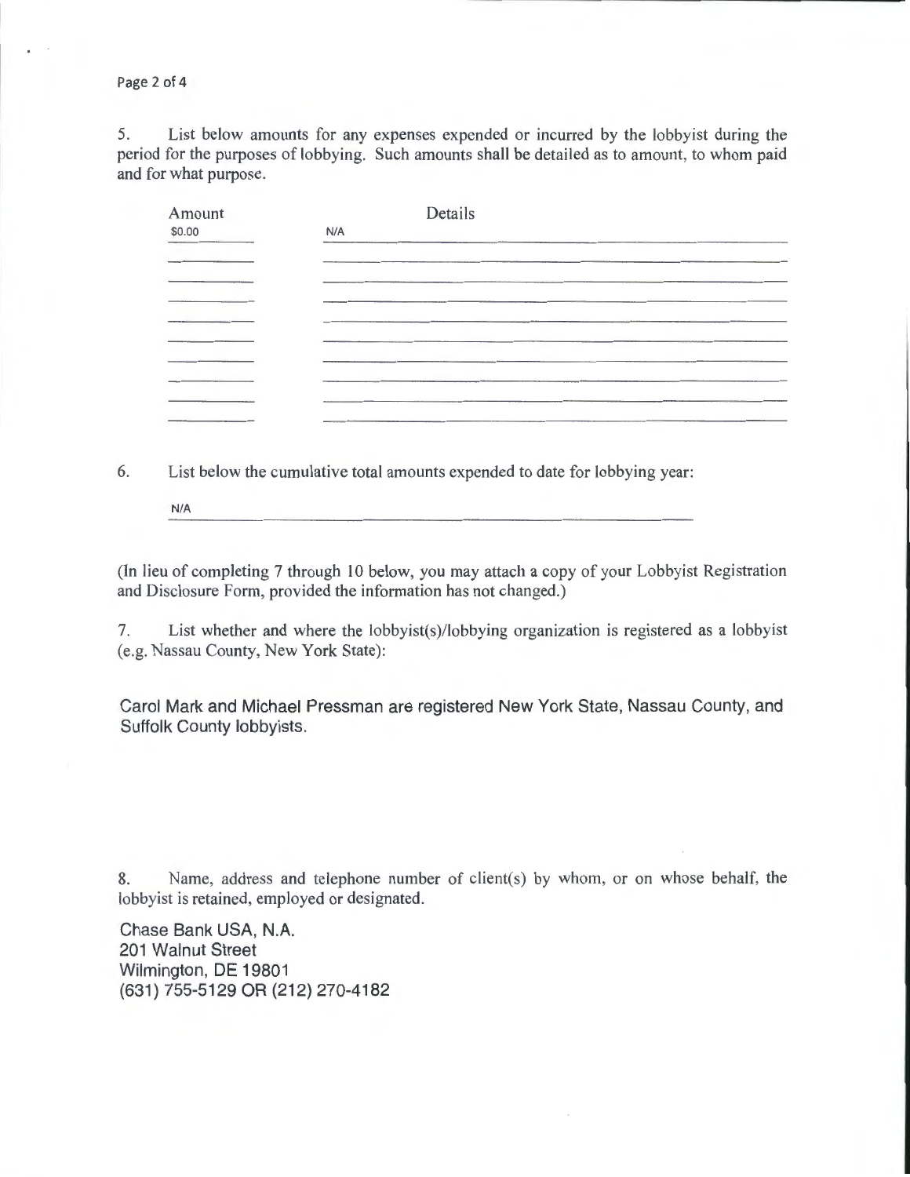5. List below amounts for any expenses expended or incurred by the lobbyist during the period for the purposes of lobbying. Such amounts shall be detailed as to amount, to whom paid and for what purpose.

| Amount | Details |
|---|---|
| $0.00 | N/A |

6. List below the cumulative total amounts expended to date for lobbying year:

N/A

(In lieu of completing 7 through 10 below, you may attach a copy of your Lobbyist Registration and Disclosure Form, provided the information has not changed.)

7. List whether and where the lobbyist(s)/lobbying organization is registered as a lobbyist (e.g. Nassau County, New York State):

Carol Mark and Michael Pressman are registered New York State, Nassau County, and Suffolk County lobbyists.

8. Name, address and telephone number of client(s) by whom, or on whose behalf, the lobbyist is retained, employed or designated.

Chase Bank USA, N.A.
201 Walnut Street
Wilmington, DE 19801
(631) 755-5129 OR (212) 270-4182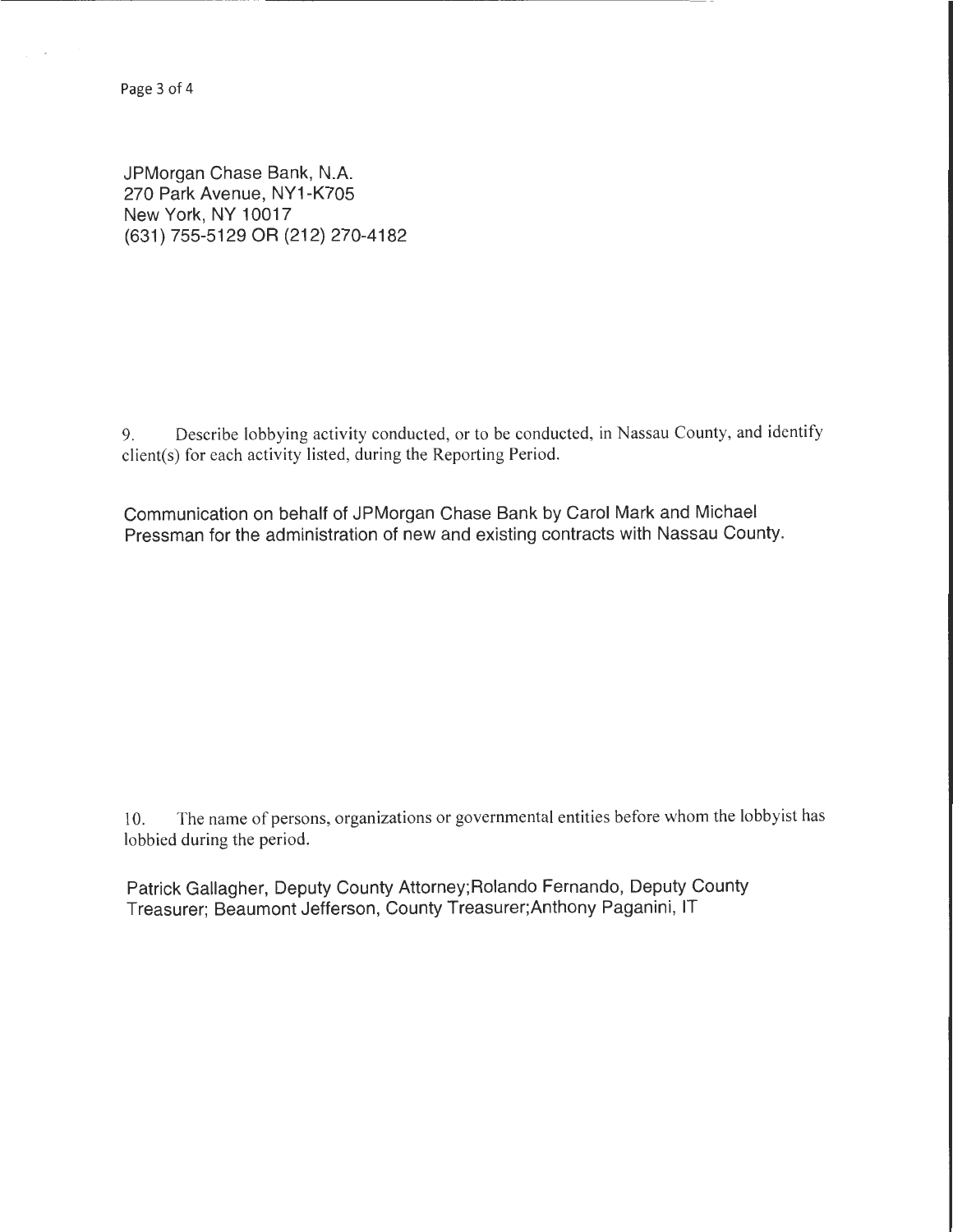JPMorgan Chase Bank, N.A.
270 Park Avenue, NY1-K705
New York, NY 10017
(631) 755-5129 OR (212) 270-4182

9. Describe lobbying activity conducted, or to be conducted, in Nassau County, and identify client(s) for each activity listed, during the Reporting Period.

Communication on behalf of JPMorgan Chase Bank by Carol Mark and Michael Pressman for the administration of new and existing contracts with Nassau County.

10. The name of persons, organizations or governmental entities before whom the lobbyist has lobbied during the period.

Patrick Gallagher, Deputy County Attorney;Rolando Fernando, Deputy County Treasurer; Beaumont Jefferson, County Treasurer;Anthony Paganini, IT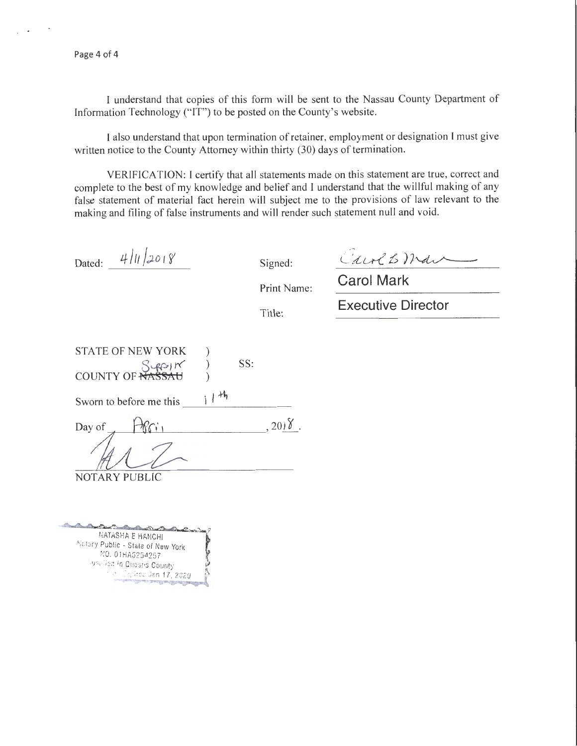I understand that copies of this form will be sent to the Nassau County Department of Information Technology ("IT") to be posted on the County's website.

I also understand that upon termination of retainer, employment or designation I must give written notice to the County Attorney within thirty (30) days of termination.

VERIFICATION: I certify that all statements made on this statement are true, correct and complete to the best of my knowledge and belief and I understand that the willful making of any false statement of material fact herein will subject me to the provisions of law relevant to the making and filing of false instruments and will render such statement null and void.

Dated: 4/11/2018

Signed: Carol B Mark

Print Name: Carol Mark

Title: Executive Director

STATE OF NEW YORK )
) SS:
COUNTY OF ~~NASSAU~~ Suffolk )

Sworn to before me this 11th

Day of April, 2018.

NOTARY PUBLIC

NATASHA E HANCHI
Notary Public - State of New York
NO. 01HA6254257
Qualified in Queens County
My Commission Expires Jan 17, 2020